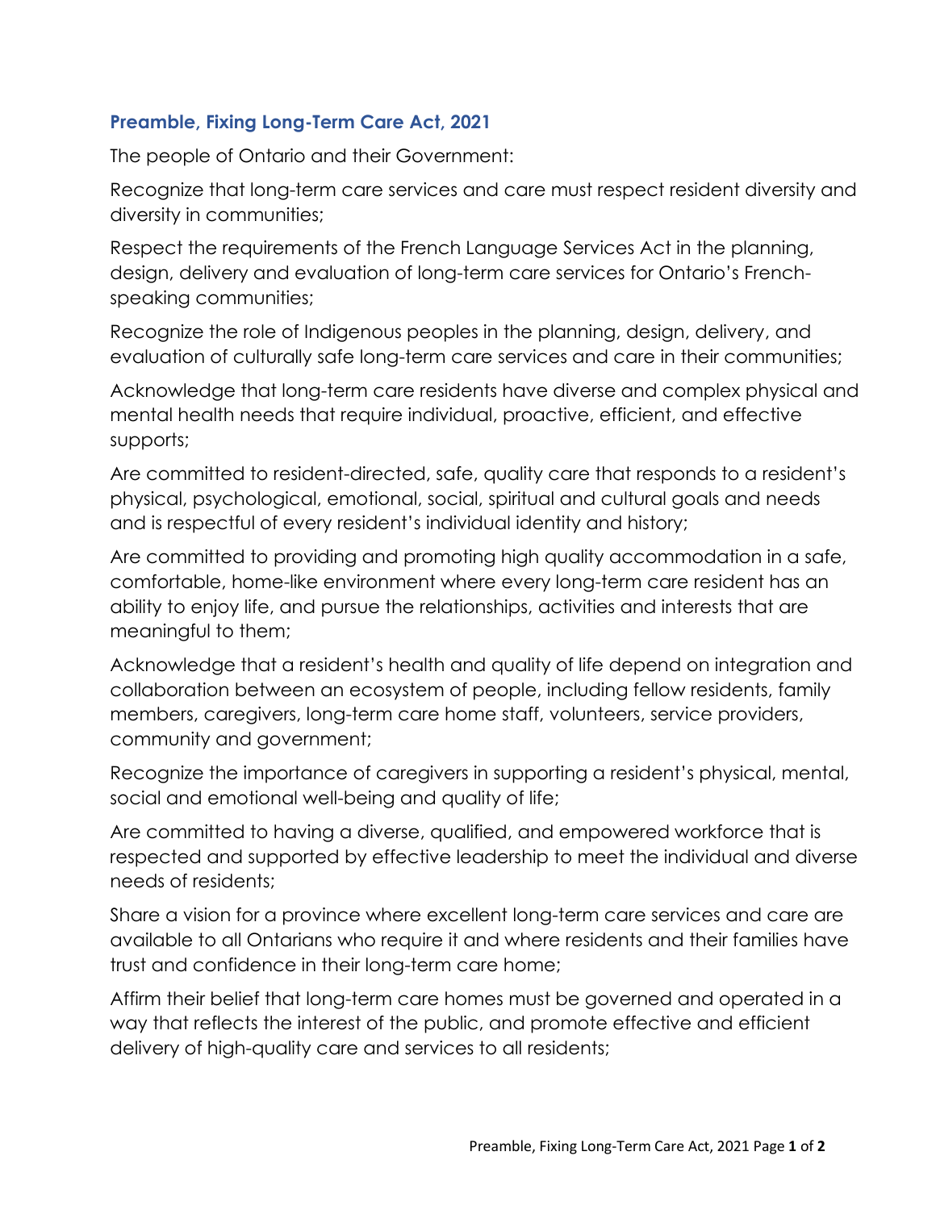## Preamble, Fixing Long-Term Care Act, 2021

The people of Ontario and their Government:

Recognize that long-term care services and care must respect resident diversity and diversity in communities;

Respect the requirements of the French Language Services Act in the planning, design, delivery and evaluation of long-term care services for Ontario's French-speaking communities;

Recognize the role of Indigenous peoples in the planning, design, delivery, and evaluation of culturally safe long-term care services and care in their communities;

Acknowledge that long-term care residents have diverse and complex physical and mental health needs that require individual, proactive, efficient, and effective supports;

Are committed to resident-directed, safe, quality care that responds to a resident's physical, psychological, emotional, social, spiritual and cultural goals and needs and is respectful of every resident's individual identity and history;

Are committed to providing and promoting high quality accommodation in a safe, comfortable, home-like environment where every long-term care resident has an ability to enjoy life, and pursue the relationships, activities and interests that are meaningful to them;

Acknowledge that a resident's health and quality of life depend on integration and collaboration between an ecosystem of people, including fellow residents, family members, caregivers, long-term care home staff, volunteers, service providers, community and government;

Recognize the importance of caregivers in supporting a resident's physical, mental, social and emotional well-being and quality of life;

Are committed to having a diverse, qualified, and empowered workforce that is respected and supported by effective leadership to meet the individual and diverse needs of residents;

Share a vision for a province where excellent long-term care services and care are available to all Ontarians who require it and where residents and their families have trust and confidence in their long-term care home;

Affirm their belief that long-term care homes must be governed and operated in a way that reflects the interest of the public, and promote effective and efficient delivery of high-quality care and services to all residents;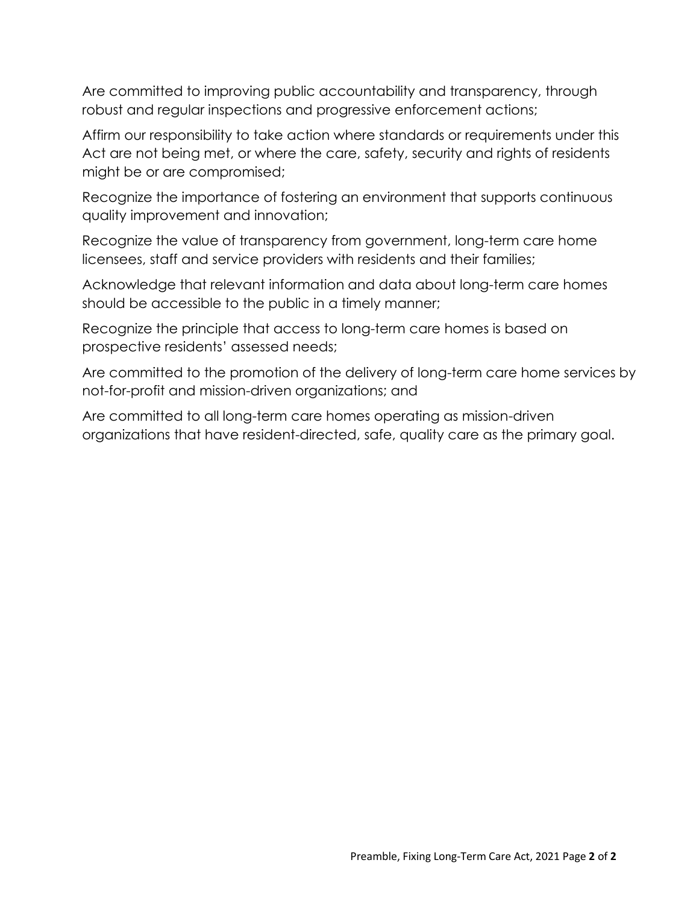Are committed to improving public accountability and transparency, through robust and regular inspections and progressive enforcement actions;

Affirm our responsibility to take action where standards or requirements under this Act are not being met, or where the care, safety, security and rights of residents might be or are compromised;

Recognize the importance of fostering an environment that supports continuous quality improvement and innovation;

Recognize the value of transparency from government, long-term care home licensees, staff and service providers with residents and their families;

Acknowledge that relevant information and data about long-term care homes should be accessible to the public in a timely manner;

Recognize the principle that access to long-term care homes is based on prospective residents' assessed needs;

Are committed to the promotion of the delivery of long-term care home services by not-for-profit and mission-driven organizations; and

Are committed to all long-term care homes operating as mission-driven organizations that have resident-directed, safe, quality care as the primary goal.